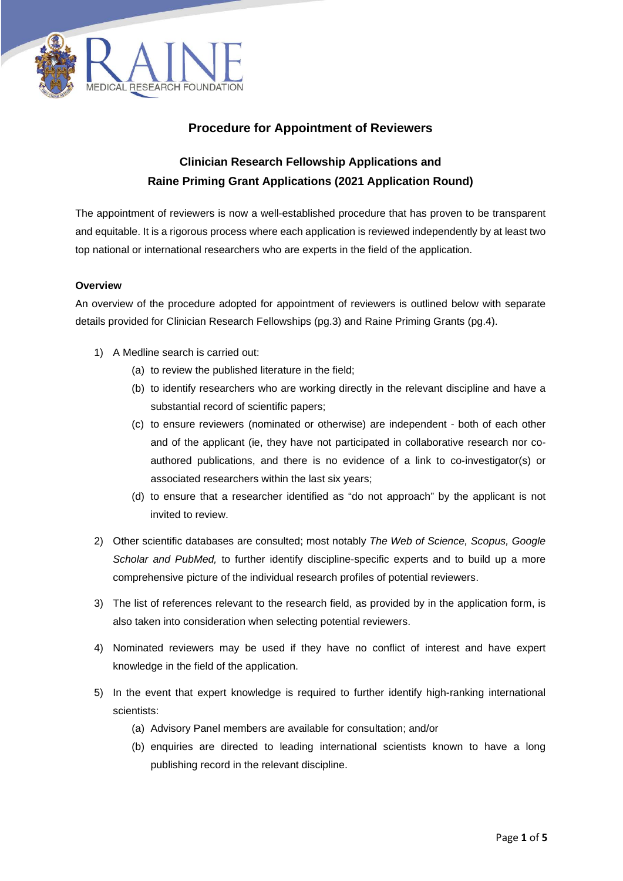RAINE MEDICAL RESEARCH FOUNDATION

# Procedure for Appointment of Reviewers

## Clinician Research Fellowship Applications and Raine Priming Grant Applications (2021 Application Round)

The appointment of reviewers is now a well-established procedure that has proven to be transparent and equitable. It is a rigorous process where each application is reviewed independently by at least two top national or international researchers who are experts in the field of the application.

**Overview**

An overview of the procedure adopted for appointment of reviewers is outlined below with separate details provided for Clinician Research Fellowships (pg.3) and Raine Priming Grants (pg.4).

1) A Medline search is carried out:
    (a) to review the published literature in the field;
    (b) to identify researchers who are working directly in the relevant discipline and have a substantial record of scientific papers;
    (c) to ensure reviewers (nominated or otherwise) are independent - both of each other and of the applicant (ie, they have not participated in collaborative research nor co-authored publications, and there is no evidence of a link to co-investigator(s) or associated researchers within the last six years;
    (d) to ensure that a researcher identified as "do not approach" by the applicant is not invited to review.

2) Other scientific databases are consulted; most notably *The Web of Science, Scopus, Google Scholar and PubMed,* to further identify discipline-specific experts and to build up a more comprehensive picture of the individual research profiles of potential reviewers.

3) The list of references relevant to the research field, as provided by in the application form, is also taken into consideration when selecting potential reviewers.

4) Nominated reviewers may be used if they have no conflict of interest and have expert knowledge in the field of the application.

5) In the event that expert knowledge is required to further identify high-ranking international scientists:
    (a) Advisory Panel members are available for consultation; and/or
    (b) enquiries are directed to leading international scientists known to have a long publishing record in the relevant discipline.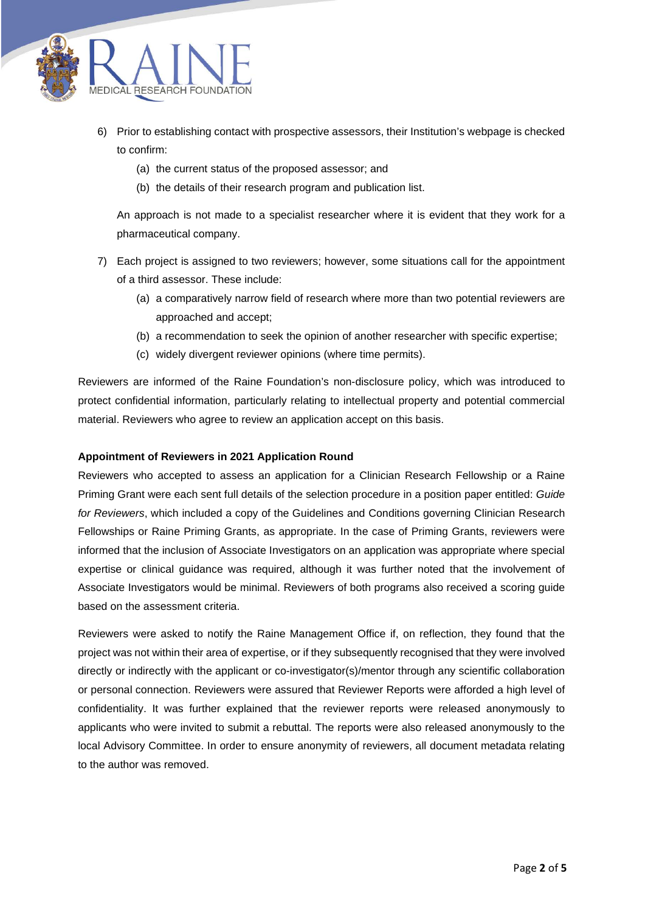6) Prior to establishing contact with prospective assessors, their Institution's webpage is checked to confirm:
    (a) the current status of the proposed assessor; and
    (b) the details of their research program and publication list.

    An approach is not made to a specialist researcher where it is evident that they work for a pharmaceutical company.

7) Each project is assigned to two reviewers; however, some situations call for the appointment of a third assessor. These include:
    (a) a comparatively narrow field of research where more than two potential reviewers are approached and accept;
    (b) a recommendation to seek the opinion of another researcher with specific expertise;
    (c) widely divergent reviewer opinions (where time permits).

Reviewers are informed of the Raine Foundation's non-disclosure policy, which was introduced to protect confidential information, particularly relating to intellectual property and potential commercial material. Reviewers who agree to review an application accept on this basis.

**Appointment of Reviewers in 2021 Application Round**

Reviewers who accepted to assess an application for a Clinician Research Fellowship or a Raine Priming Grant were each sent full details of the selection procedure in a position paper entitled: *Guide for Reviewers*, which included a copy of the Guidelines and Conditions governing Clinician Research Fellowships or Raine Priming Grants, as appropriate. In the case of Priming Grants, reviewers were informed that the inclusion of Associate Investigators on an application was appropriate where special expertise or clinical guidance was required, although it was further noted that the involvement of Associate Investigators would be minimal. Reviewers of both programs also received a scoring guide based on the assessment criteria.

Reviewers were asked to notify the Raine Management Office if, on reflection, they found that the project was not within their area of expertise, or if they subsequently recognised that they were involved directly or indirectly with the applicant or co-investigator(s)/mentor through any scientific collaboration or personal connection. Reviewers were assured that Reviewer Reports were afforded a high level of confidentiality. It was further explained that the reviewer reports were released anonymously to applicants who were invited to submit a rebuttal. The reports were also released anonymously to the local Advisory Committee. In order to ensure anonymity of reviewers, all document metadata relating to the author was removed.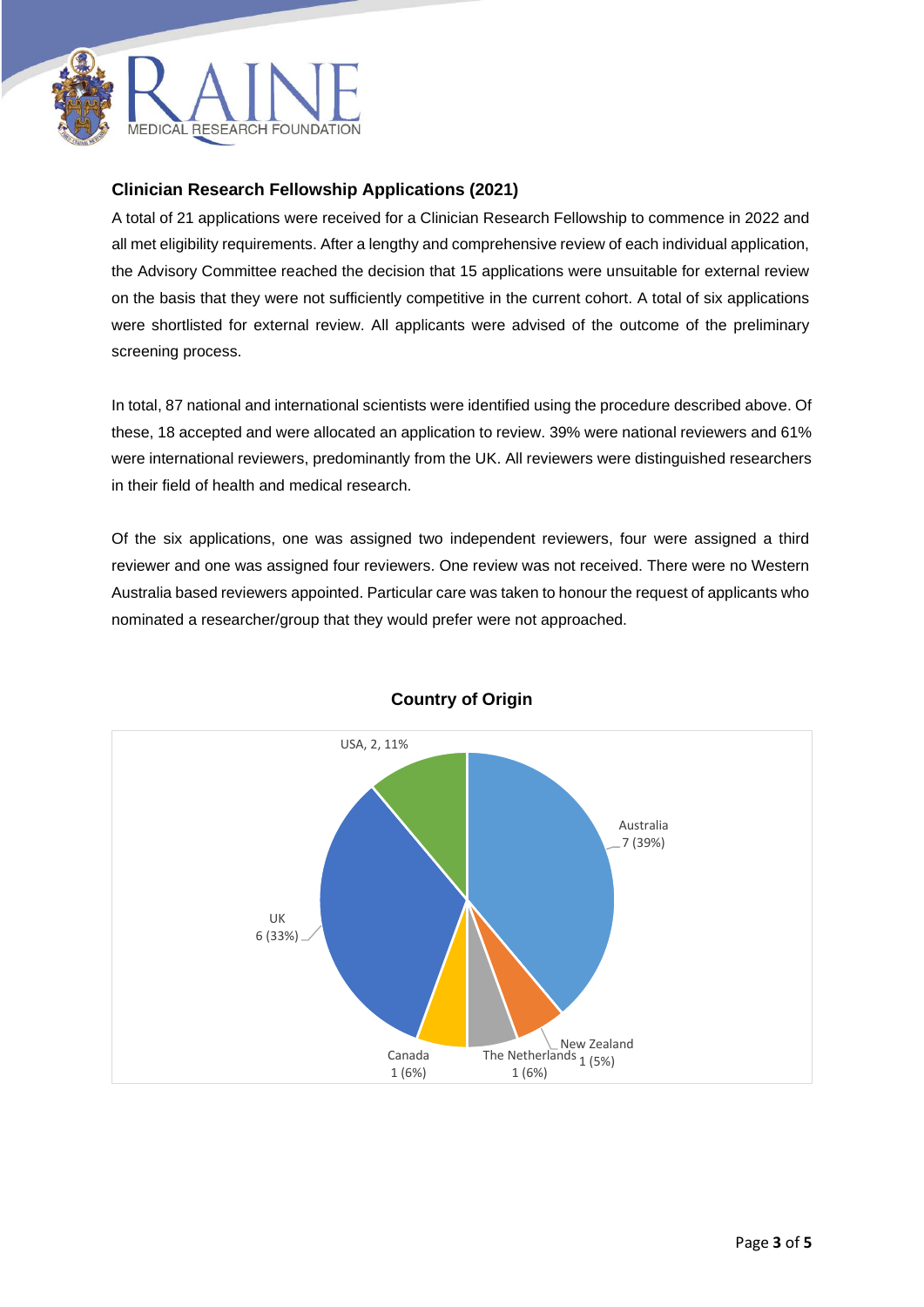## Clinician Research Fellowship Applications (2021)

A total of 21 applications were received for a Clinician Research Fellowship to commence in 2022 and all met eligibility requirements. After a lengthy and comprehensive review of each individual application, the Advisory Committee reached the decision that 15 applications were unsuitable for external review on the basis that they were not sufficiently competitive in the current cohort. A total of six applications were shortlisted for external review. All applicants were advised of the outcome of the preliminary screening process.

In total, 87 national and international scientists were identified using the procedure described above. Of these, 18 accepted and were allocated an application to review. 39% were national reviewers and 61% were international reviewers, predominantly from the UK. All reviewers were distinguished researchers in their field of health and medical research.

Of the six applications, one was assigned two independent reviewers, four were assigned a third reviewer and one was assigned four reviewers. One review was not received. There were no Western Australia based reviewers appointed. Particular care was taken to honour the request of applicants who nominated a researcher/group that they would prefer were not approached.

**Country of Origin**

| Country | Number | Percentage |
|---|---|---|
| Australia | 7 | 39% |
| UK | 6 | 33% |
| USA | 2 | 11% |
| Canada | 1 | 6% |
| The Netherlands | 1 | 6% |
| New Zealand | 1 | 5% |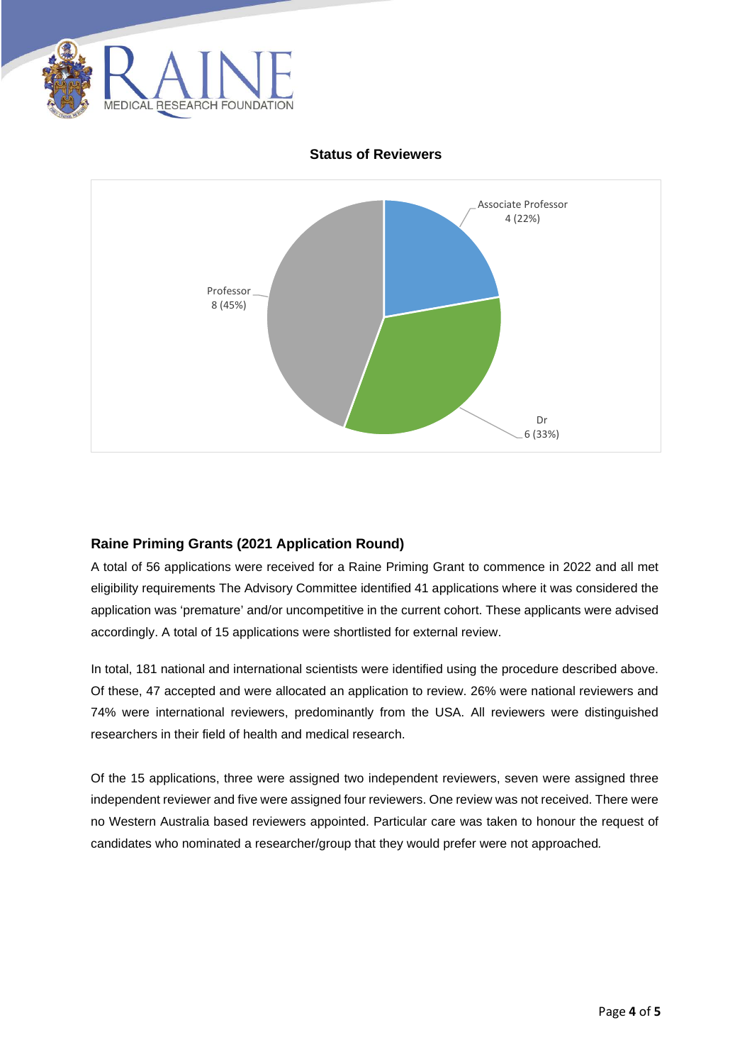**Status of Reviewers**

Associate Professor 4 (22%)

Dr 6 (33%)

Professor 8 (45%)

## Raine Priming Grants (2021 Application Round)

A total of 56 applications were received for a Raine Priming Grant to commence in 2022 and all met eligibility requirements The Advisory Committee identified 41 applications where it was considered the application was 'premature' and/or uncompetitive in the current cohort. These applicants were advised accordingly. A total of 15 applications were shortlisted for external review.

In total, 181 national and international scientists were identified using the procedure described above. Of these, 47 accepted and were allocated an application to review. 26% were national reviewers and 74% were international reviewers, predominantly from the USA. All reviewers were distinguished researchers in their field of health and medical research.

Of the 15 applications, three were assigned two independent reviewers, seven were assigned three independent reviewer and five were assigned four reviewers. One review was not received. There were no Western Australia based reviewers appointed. Particular care was taken to honour the request of candidates who nominated a researcher/group that they would prefer were not approached.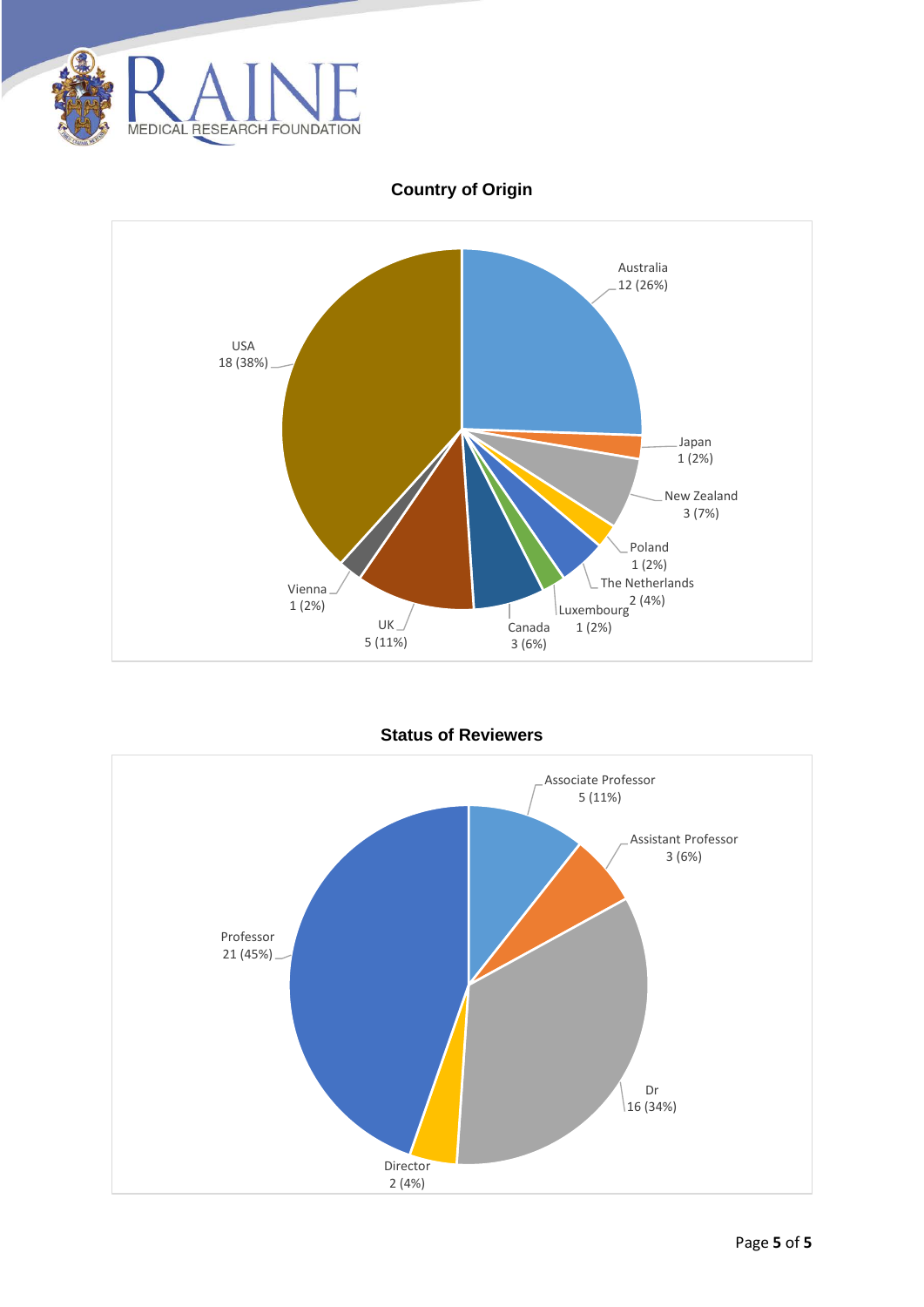## Country of Origin

Australia
12 (26%)

Japan
1 (2%)

New Zealand
3 (7%)

Poland
1 (2%)

The Netherlands
2 (4%)

Luxembourg
1 (2%)

Canada
3 (6%)

UK
5 (11%)

Vienna
1 (2%)

USA
18 (38%)

## Status of Reviewers

Associate Professor
5 (11%)

Assistant Professor
3 (6%)

Dr
16 (34%)

Director
2 (4%)

Professor
21 (45%)